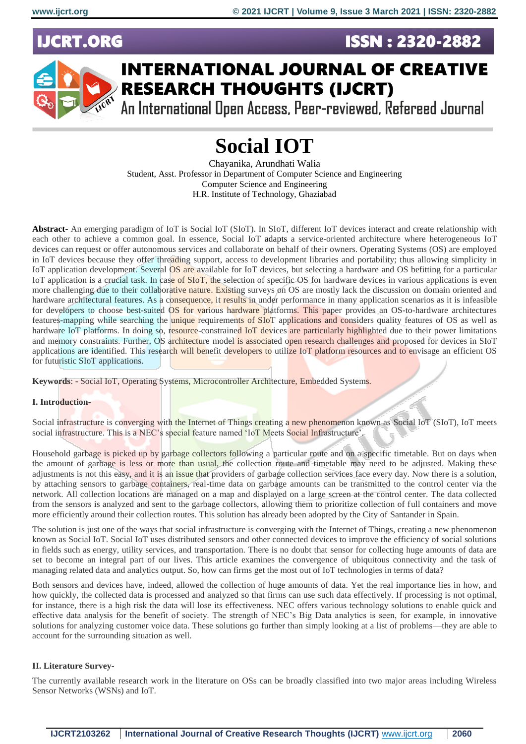# Social IOT

Chayanika, Arundhati Walia
Student, Asst. Professor in Department of Computer Science and Engineering
Computer Science and Engineering
H.R. Institute of Technology, Ghaziabad

**Abstract-** An emerging paradigm of IoT is Social IoT (SIoT). In SIoT, different IoT devices interact and create relationship with each other to achieve a common goal. In essence, Social IoT adapts a service-oriented architecture where heterogeneous IoT devices can request or offer autonomous services and collaborate on behalf of their owners. Operating Systems (OS) are employed in IoT devices because they offer threading support, access to development libraries and portability; thus allowing simplicity in IoT application development. Several OS are available for IoT devices, but selecting a hardware and OS befitting for a particular IoT application is a crucial task. In case of SIoT, the selection of specific OS for hardware devices in various applications is even more challenging due to their collaborative nature. Existing surveys on OS are mostly lack the discussion on domain oriented and hardware architectural features. As a consequence, it results in under performance in many application scenarios as it is infeasible for developers to choose best-suited OS for various hardware platforms. This paper provides an OS-to-hardware architectures features-mapping while searching the unique requirements of SIoT applications and considers quality features of OS as well as hardware IoT platforms. In doing so, resource-constrained IoT devices are particularly highlighted due to their power limitations and memory constraints. Further, OS architecture model is associated open research challenges and proposed for devices in SIoT applications are identified. This research will benefit developers to utilize IoT platform resources and to envisage an efficient OS for futuristic SIoT applications.

**Keywords**: - Social IoT, Operating Systems, Microcontroller Architecture, Embedded Systems.

## I. Introduction-

Social infrastructure is converging with the Internet of Things creating a new phenomenon known as Social IoT (SIoT), IoT meets social infrastructure. This is a NEC's special feature named 'IoT Meets Social Infrastructure'.

Household garbage is picked up by garbage collectors following a particular route and on a specific timetable. But on days when the amount of garbage is less or more than usual, the collection route and timetable may need to be adjusted. Making these adjustments is not this easy, and it is an issue that providers of garbage collection services face every day. Now there is a solution, by attaching sensors to garbage containers, real-time data on garbage amounts can be transmitted to the control center via the network. All collection locations are managed on a map and displayed on a large screen at the control center. The data collected from the sensors is analyzed and sent to the garbage collectors, allowing them to prioritize collection of full containers and move more efficiently around their collection routes. This solution has already been adopted by the City of Santander in Spain.

The solution is just one of the ways that social infrastructure is converging with the Internet of Things, creating a new phenomenon known as Social IoT. Social IoT uses distributed sensors and other connected devices to improve the efficiency of social solutions in fields such as energy, utility services, and transportation. There is no doubt that sensor for collecting huge amounts of data are set to become an integral part of our lives. This article examines the convergence of ubiquitous connectivity and the task of managing related data and analytics output. So, how can firms get the most out of IoT technologies in terms of data?

Both sensors and devices have, indeed, allowed the collection of huge amounts of data. Yet the real importance lies in how, and how quickly, the collected data is processed and analyzed so that firms can use such data effectively. If processing is not optimal, for instance, there is a high risk the data will lose its effectiveness. NEC offers various technology solutions to enable quick and effective data analysis for the benefit of society. The strength of NEC's Big Data analytics is seen, for example, in innovative solutions for analyzing customer voice data. These solutions go further than simply looking at a list of problems—they are able to account for the surrounding situation as well.

## II. Literature Survey-

The currently available research work in the literature on OSs can be broadly classified into two major areas including Wireless Sensor Networks (WSNs) and IoT.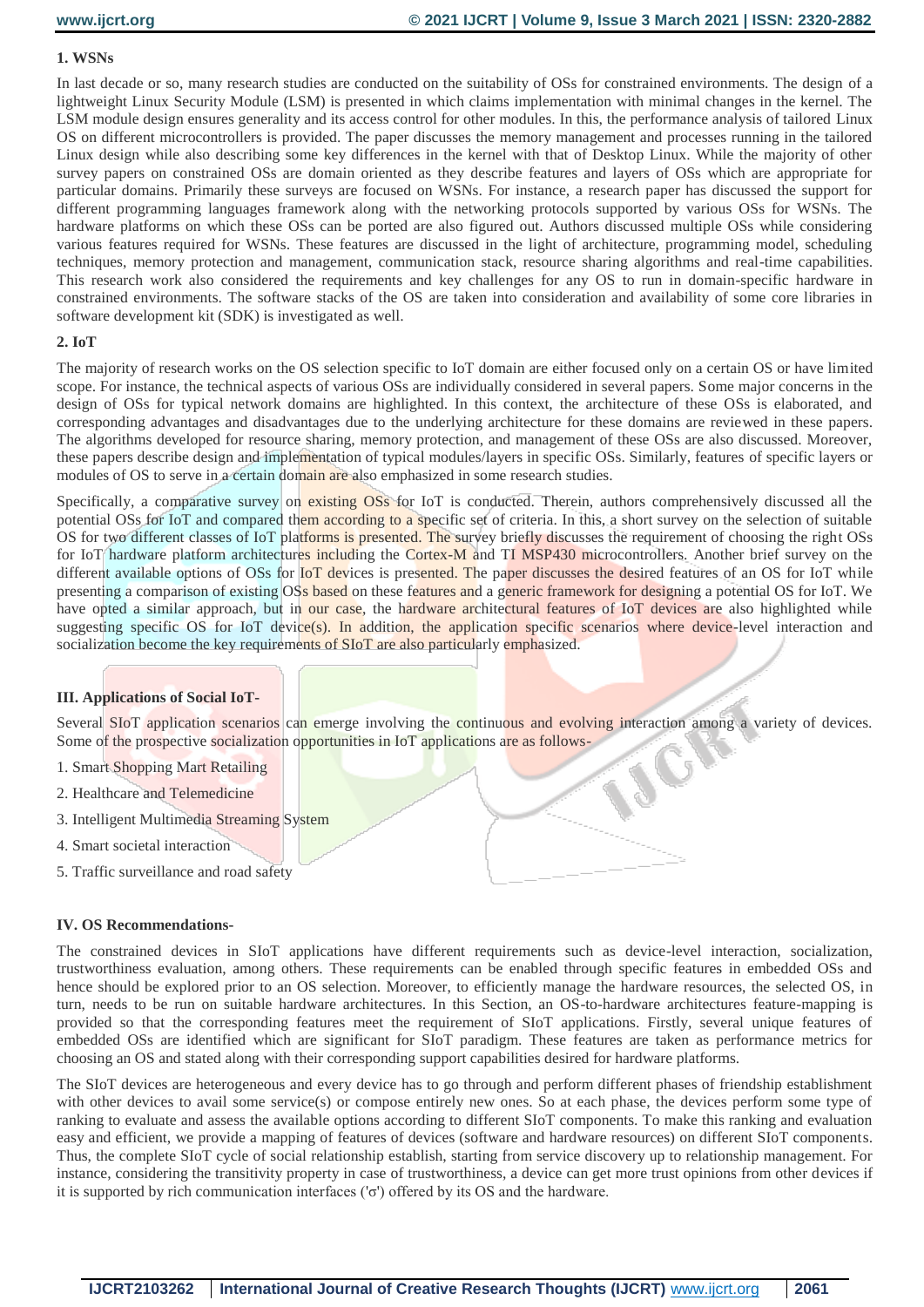### 1. WSNs

In last decade or so, many research studies are conducted on the suitability of OSs for constrained environments. The design of a lightweight Linux Security Module (LSM) is presented in which claims implementation with minimal changes in the kernel. The LSM module design ensures generality and its access control for other modules. In this, the performance analysis of tailored Linux OS on different microcontrollers is provided. The paper discusses the memory management and processes running in the tailored Linux design while also describing some key differences in the kernel with that of Desktop Linux. While the majority of other survey papers on constrained OSs are domain oriented as they describe features and layers of OSs which are appropriate for particular domains. Primarily these surveys are focused on WSNs. For instance, a research paper has discussed the support for different programming languages framework along with the networking protocols supported by various OSs for WSNs. The hardware platforms on which these OSs can be ported are also figured out. Authors discussed multiple OSs while considering various features required for WSNs. These features are discussed in the light of architecture, programming model, scheduling techniques, memory protection and management, communication stack, resource sharing algorithms and real-time capabilities. This research work also considered the requirements and key challenges for any OS to run in domain-specific hardware in constrained environments. The software stacks of the OS are taken into consideration and availability of some core libraries in software development kit (SDK) is investigated as well.

### 2. IoT

The majority of research works on the OS selection specific to IoT domain are either focused only on a certain OS or have limited scope. For instance, the technical aspects of various OSs are individually considered in several papers. Some major concerns in the design of OSs for typical network domains are highlighted. In this context, the architecture of these OSs is elaborated, and corresponding advantages and disadvantages due to the underlying architecture for these domains are reviewed in these papers. The algorithms developed for resource sharing, memory protection, and management of these OSs are also discussed. Moreover, these papers describe design and implementation of typical modules/layers in specific OSs. Similarly, features of specific layers or modules of OS to serve in a certain domain are also emphasized in some research studies.

Specifically, a comparative survey on existing OSs for IoT is conducted. Therein, authors comprehensively discussed all the potential OSs for IoT and compared them according to a specific set of criteria. In this, a short survey on the selection of suitable OS for two different classes of IoT platforms is presented. The survey briefly discusses the requirement of choosing the right OSs for IoT hardware platform architectures including the Cortex-M and TI MSP430 microcontrollers. Another brief survey on the different available options of OSs for IoT devices is presented. The paper discusses the desired features of an OS for IoT while presenting a comparison of existing OSs based on these features and a generic framework for designing a potential OS for IoT. We have opted a similar approach, but in our case, the hardware architectural features of IoT devices are also highlighted while suggesting specific OS for IoT device(s). In addition, the application specific scenarios where device-level interaction and socialization become the key requirements of SIoT are also particularly emphasized.

## III. Applications of Social IoT-

Several SIoT application scenarios can emerge involving the continuous and evolving interaction among a variety of devices. Some of the prospective socialization opportunities in IoT applications are as follows-

1. Smart Shopping Mart Retailing
2. Healthcare and Telemedicine
3. Intelligent Multimedia Streaming System
4. Smart societal interaction
5. Traffic surveillance and road safety

## IV. OS Recommendations-

The constrained devices in SIoT applications have different requirements such as device-level interaction, socialization, trustworthiness evaluation, among others. These requirements can be enabled through specific features in embedded OSs and hence should be explored prior to an OS selection. Moreover, to efficiently manage the hardware resources, the selected OS, in turn, needs to be run on suitable hardware architectures. In this Section, an OS-to-hardware architectures feature-mapping is provided so that the corresponding features meet the requirement of SIoT applications. Firstly, several unique features of embedded OSs are identified which are significant for SIoT paradigm. These features are taken as performance metrics for choosing an OS and stated along with their corresponding support capabilities desired for hardware platforms.

The SIoT devices are heterogeneous and every device has to go through and perform different phases of friendship establishment with other devices to avail some service(s) or compose entirely new ones. So at each phase, the devices perform some type of ranking to evaluate and assess the available options according to different SIoT components. To make this ranking and evaluation easy and efficient, we provide a mapping of features of devices (software and hardware resources) on different SIoT components. Thus, the complete SIoT cycle of social relationship establish, starting from service discovery up to relationship management. For instance, considering the transitivity property in case of trustworthiness, a device can get more trust opinions from other devices if it is supported by rich communication interfaces ('σ') offered by its OS and the hardware.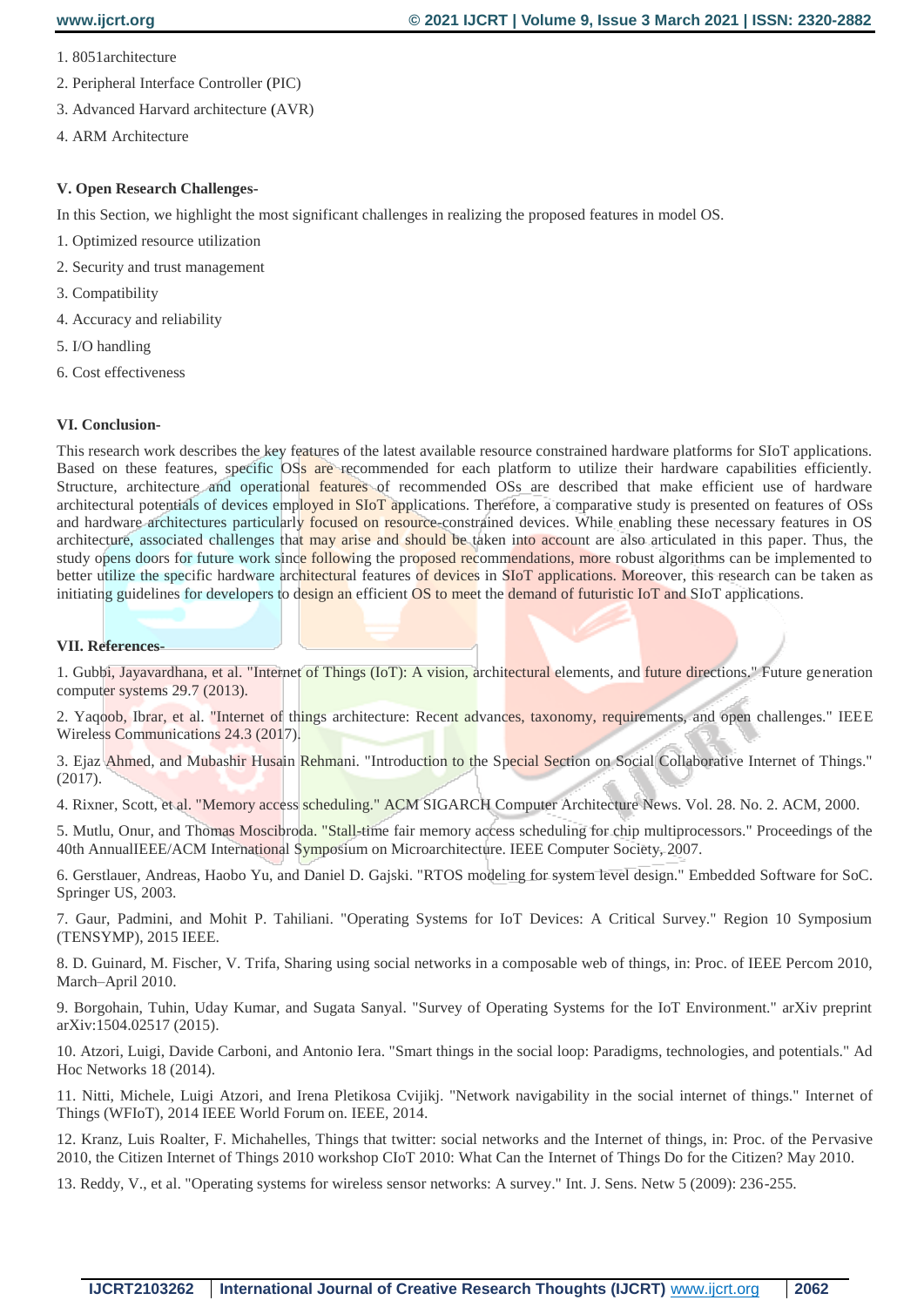1. 8051architecture
2. Peripheral Interface Controller (PIC)
3. Advanced Harvard architecture (AVR)
4. ARM Architecture

### V. Open Research Challenges-

In this Section, we highlight the most significant challenges in realizing the proposed features in model OS.

1. Optimized resource utilization
2. Security and trust management
3. Compatibility
4. Accuracy and reliability
5. I/O handling
6. Cost effectiveness

### VI. Conclusion-

This research work describes the key features of the latest available resource constrained hardware platforms for SIoT applications. Based on these features, specific OSs are recommended for each platform to utilize their hardware capabilities efficiently. Structure, architecture and operational features of recommended OSs are described that make efficient use of hardware architectural potentials of devices employed in SIoT applications. Therefore, a comparative study is presented on features of OSs and hardware architectures particularly focused on resource-constrained devices. While enabling these necessary features in OS architecture, associated challenges that may arise and should be taken into account are also articulated in this paper. Thus, the study opens doors for future work since following the proposed recommendations, more robust algorithms can be implemented to better utilize the specific hardware architectural features of devices in SIoT applications. Moreover, this research can be taken as initiating guidelines for developers to design an efficient OS to meet the demand of futuristic IoT and SIoT applications.

### VII. References-

1. Gubbi, Jayavardhana, et al. "Internet of Things (IoT): A vision, architectural elements, and future directions." Future generation computer systems 29.7 (2013).

2. Yaqoob, Ibrar, et al. "Internet of things architecture: Recent advances, taxonomy, requirements, and open challenges." IEEE Wireless Communications 24.3 (2017).

3. Ejaz Ahmed, and Mubashir Husain Rehmani. "Introduction to the Special Section on Social Collaborative Internet of Things." (2017).

4. Rixner, Scott, et al. "Memory access scheduling." ACM SIGARCH Computer Architecture News. Vol. 28. No. 2. ACM, 2000.

5. Mutlu, Onur, and Thomas Moscibroda. "Stall-time fair memory access scheduling for chip multiprocessors." Proceedings of the 40th AnnualIEEE/ACM International Symposium on Microarchitecture. IEEE Computer Society, 2007.

6. Gerstlauer, Andreas, Haobo Yu, and Daniel D. Gajski. "RTOS modeling for system level design." Embedded Software for SoC. Springer US, 2003.

7. Gaur, Padmini, and Mohit P. Tahiliani. "Operating Systems for IoT Devices: A Critical Survey." Region 10 Symposium (TENSYMP), 2015 IEEE.

8. D. Guinard, M. Fischer, V. Trifa, Sharing using social networks in a composable web of things, in: Proc. of IEEE Percom 2010, March–April 2010.

9. Borgohain, Tuhin, Uday Kumar, and Sugata Sanyal. "Survey of Operating Systems for the IoT Environment." arXiv preprint arXiv:1504.02517 (2015).

10. Atzori, Luigi, Davide Carboni, and Antonio Iera. "Smart things in the social loop: Paradigms, technologies, and potentials." Ad Hoc Networks 18 (2014).

11. Nitti, Michele, Luigi Atzori, and Irena Pletikosa Cvijikj. "Network navigability in the social internet of things." Internet of Things (WFIoT), 2014 IEEE World Forum on. IEEE, 2014.

12. Kranz, Luis Roalter, F. Michahelles, Things that twitter: social networks and the Internet of things, in: Proc. of the Pervasive 2010, the Citizen Internet of Things 2010 workshop CIoT 2010: What Can the Internet of Things Do for the Citizen? May 2010.

13. Reddy, V., et al. "Operating systems for wireless sensor networks: A survey." Int. J. Sens. Netw 5 (2009): 236-255.